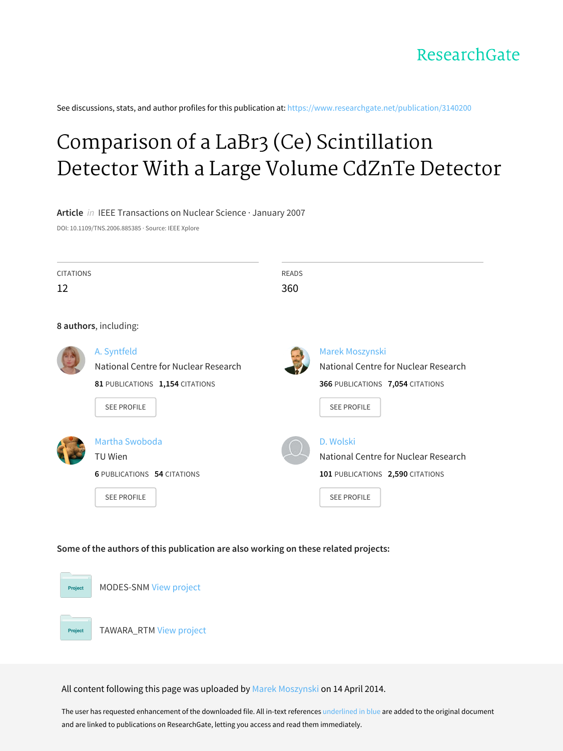ResearchGate

See discussions, stats, and author profiles for this publication at: https://www.researchgate.net/publication/3140200

# Comparison of a LaBr3 (Ce) Scintillation Detector With a Large Volume CdZnTe Detector

**Article** *in* IEEE Transactions on Nuclear Science · January 2007

DOI: 10.1109/TNS.2006.885385 · Source: IEEE Xplore

CITATIONS
12

READS
360

**8 authors**, including:

A. Syntfeld
National Centre for Nuclear Research
**81** PUBLICATIONS **1,154** CITATIONS
SEE PROFILE

Marek Moszynski
National Centre for Nuclear Research
**366** PUBLICATIONS **7,054** CITATIONS
SEE PROFILE

Martha Swoboda
TU Wien
**6** PUBLICATIONS **54** CITATIONS
SEE PROFILE

D. Wolski
National Centre for Nuclear Research
**101** PUBLICATIONS **2,590** CITATIONS
SEE PROFILE

**Some of the authors of this publication are also working on these related projects:**

Project MODES-SNM View project

Project TAWARA_RTM View project

All content following this page was uploaded by Marek Moszynski on 14 April 2014.

The user has requested enhancement of the downloaded file. All in-text references underlined in blue are added to the original document and are linked to publications on ResearchGate, letting you access and read them immediately.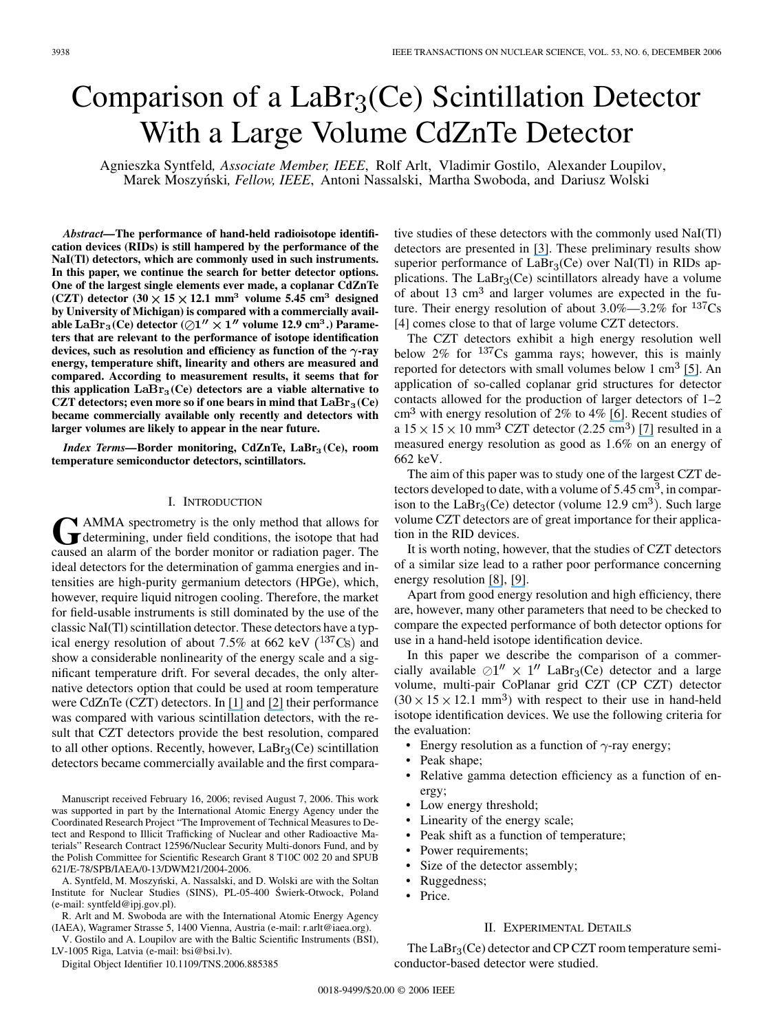# Comparison of a $LaBr_3$(Ce) Scintillation Detector With a Large Volume CdZnTe Detector

Agnieszka Syntfeld, *Associate Member, IEEE*, Rolf Arlt, Vladimir Gostilo, Alexander Loupilov, Marek Moszyński, *Fellow, IEEE*, Antoni Nassalski, Martha Swoboda, and Dariusz Wolski

***Abstract*—The performance of hand-held radioisotope identification devices (RIDs) is still hampered by the performance of the NaI(Tl) detectors, which are commonly used in such instruments. In this paper, we continue the search for better detector options. One of the largest single elements ever made, a coplanar CdZnTe (CZT) detector ($30 \times 15 \times 12.1$ mm$^3$ volume 5.45 cm$^3$ designed by University of Michigan) is compared with a commercially available $LaBr_3$(Ce) detector ($\oslash 1'' \times 1''$ volume 12.9 cm$^3$.) Parameters that are relevant to the performance of isotope identification devices, such as resolution and efficiency as function of the $\gamma$-ray energy, temperature shift, linearity and others are measured and compared. According to measurement results, it seems that for this application $LaBr_3$(Ce) detectors are a viable alternative to CZT detectors; even more so if one bears in mind that $LaBr_3$(Ce) became commercially available only recently and detectors with larger volumes are likely to appear in the near future.**

***Index Terms*—Border monitoring, CdZnTe, $LaBr_3$(Ce), room temperature semiconductor detectors, scintillators.**

## I. Introduction

Gamma spectrometry is the only method that allows for determining, under field conditions, the isotope that had caused an alarm of the border monitor or radiation pager. The ideal detectors for the determination of gamma energies and intensities are high-purity germanium detectors (HPGe), which, however, require liquid nitrogen cooling. Therefore, the market for field-usable instruments is still dominated by the use of the classic NaI(Tl) scintillation detector. These detectors have a typical energy resolution of about 7.5% at 662 keV ($^{137}$Cs) and show a considerable nonlinearity of the energy scale and a significant temperature drift. For several decades, the only alternative detectors option that could be used at room temperature were CdZnTe (CZT) detectors. In [1] and [2] their performance was compared with various scintillation detectors, with the result that CZT detectors provide the best resolution, compared to all other options. Recently, however, $LaBr_3$(Ce) scintillation detectors became commercially available and the first comparative studies of these detectors with the commonly used NaI(Tl) detectors are presented in [3]. These preliminary results show superior performance of $LaBr_3$(Ce) over NaI(Tl) in RIDs applications. The $LaBr_3$(Ce) scintillators already have a volume of about 13 cm$^3$ and larger volumes are expected in the future. Their energy resolution of about 3.0%—3.2% for $^{137}$Cs [4] comes close to that of large volume CZT detectors.

The CZT detectors exhibit a high energy resolution well below 2% for $^{137}$Cs gamma rays; however, this is mainly reported for detectors with small volumes below 1 cm$^3$ [5]. An application of so-called coplanar grid structures for detector contacts allowed for the production of larger detectors of 1–2 cm$^3$ with energy resolution of 2% to 4% [6]. Recent studies of a $15 \times 15 \times 10$ mm$^3$ CZT detector (2.25 cm$^3$) [7] resulted in a measured energy resolution as good as 1.6% on an energy of 662 keV.

The aim of this paper was to study one of the largest CZT detectors developed to date, with a volume of 5.45 cm$^3$, in comparison to the $LaBr_3$(Ce) detector (volume 12.9 cm$^3$). Such large volume CZT detectors are of great importance for their application in the RID devices.

It is worth noting, however, that the studies of CZT detectors of a similar size lead to a rather poor performance concerning energy resolution [8], [9].

Apart from good energy resolution and high efficiency, there are, however, many other parameters that need to be checked to compare the expected performance of both detector options for use in a hand-held isotope identification device.

In this paper we describe the comparison of a commercially available $\oslash 1'' \times 1''$ $LaBr_3$(Ce) detector and a large volume, multi-pair CoPlanar grid CZT (CP CZT) detector ($30 \times 15 \times 12.1$ mm$^3$) with respect to their use in hand-held isotope identification devices. We use the following criteria for the evaluation:

- Energy resolution as a function of $\gamma$-ray energy;
- Peak shape;
- Relative gamma detection efficiency as a function of energy;
- Low energy threshold;
- Linearity of the energy scale;
- Peak shift as a function of temperature;
- Power requirements;
- Size of the detector assembly;
- Ruggedness;
- Price.

## II. Experimental Details

The $LaBr_3$(Ce) detector and CP CZT room temperature semiconductor-based detector were studied.

Manuscript received February 16, 2006; revised August 7, 2006. This work was supported in part by the International Atomic Energy Agency under the Coordinated Research Project "The Improvement of Technical Measures to Detect and Respond to Illicit Trafficking of Nuclear and other Radioactive Materials" Research Contract 12596/Nuclear Security Multi-donors Fund, and by the Polish Committee for Scientific Research Grant 8 T10C 002 20 and SPUB 621/E-78/SPB/IAEA/0-13/DWM21/2004-2006.

A. Syntfeld, M. Moszyński, A. Nassalski, and D. Wolski are with the Soltan Institute for Nuclear Studies (SINS), PL-05-400 Świerk-Otwock, Poland (e-mail: syntfeld@ipj.gov.pl).

R. Arlt and M. Swoboda are with the International Atomic Energy Agency (IAEA), Wagramer Strasse 5, 1400 Vienna, Austria (e-mail: r.arlt@iaea.org).

V. Gostilo and A. Loupilov are with the Baltic Scientific Instruments (BSI), LV-1005 Riga, Latvia (e-mail: bsi@bsi.lv).

Digital Object Identifier 10.1109/TNS.2006.885385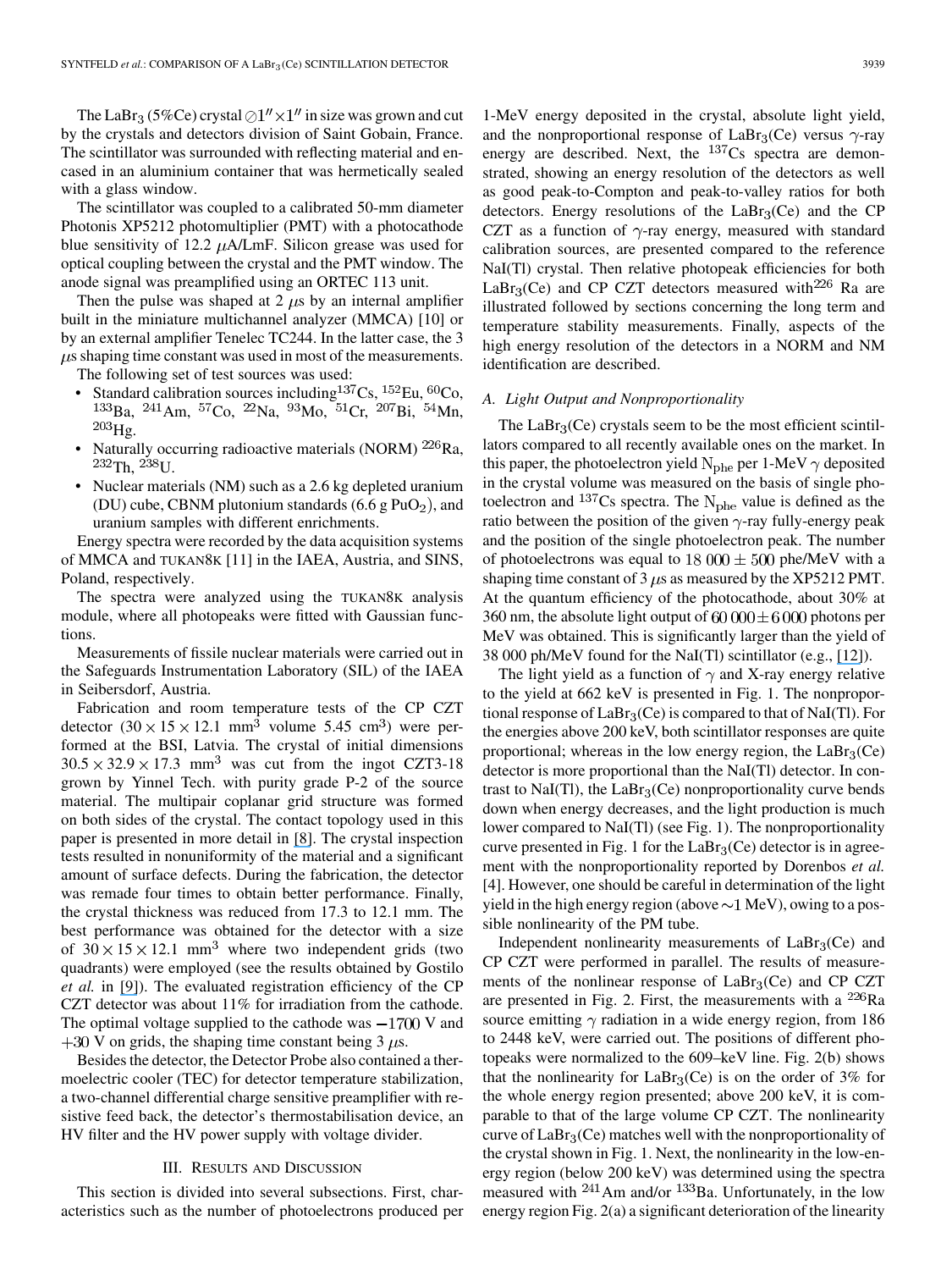The $LaBr_3$ (5%Ce) crystal ⌀1″×1″ in size was grown and cut by the crystals and detectors division of Saint Gobain, France. The scintillator was surrounded with reflecting material and encased in an aluminium container that was hermetically sealed with a glass window.

The scintillator was coupled to a calibrated 50-mm diameter Photonis XP5212 photomultiplier (PMT) with a photocathode blue sensitivity of 12.2 $\mu$A/LmF. Silicon grease was used for optical coupling between the crystal and the PMT window. The anode signal was preamplified using an ORTEC 113 unit.

Then the pulse was shaped at 2 $\mu$s by an internal amplifier built in the miniature multichannel analyzer (MMCA) [10] or by an external amplifier Tenelec TC244. In the latter case, the 3 $\mu$s shaping time constant was used in most of the measurements.

The following set of test sources was used:

- Standard calibration sources including $^{137}$Cs, $^{152}$Eu, $^{60}$Co, $^{133}$Ba, $^{241}$Am, $^{57}$Co, $^{22}$Na, $^{93}$Mo, $^{51}$Cr, $^{207}$Bi, $^{54}$Mn, $^{203}$Hg.
- Naturally occurring radioactive materials (NORM) $^{226}$Ra, $^{232}$Th, $^{238}$U.
- Nuclear materials (NM) such as a 2.6 kg depleted uranium (DU) cube, CBNM plutonium standards (6.6 g $PuO_2$), and uranium samples with different enrichments.

Energy spectra were recorded by the data acquisition systems of MMCA and TUKAN8K [11] in the IAEA, Austria, and SINS, Poland, respectively.

The spectra were analyzed using the TUKAN8K analysis module, where all photopeaks were fitted with Gaussian functions.

Measurements of fissile nuclear materials were carried out in the Safeguards Instrumentation Laboratory (SIL) of the IAEA in Seibersdorf, Austria.

Fabrication and room temperature tests of the CP CZT detector ($30 \times 15 \times 12.1$ mm$^3$ volume 5.45 cm$^3$) were performed at the BSI, Latvia. The crystal of initial dimensions $30.5 \times 32.9 \times 17.3$ mm$^3$ was cut from the ingot CZT3-18 grown by Yinnel Tech. with purity grade P-2 of the source material. The multipair coplanar grid structure was formed on both sides of the crystal. The contact topology used in this paper is presented in more detail in [8]. The crystal inspection tests resulted in nonuniformity of the material and a significant amount of surface defects. During the fabrication, the detector was remade four times to obtain better performance. Finally, the crystal thickness was reduced from 17.3 to 12.1 mm. The best performance was obtained for the detector with a size of $30 \times 15 \times 12.1$ mm$^3$ where two independent grids (two quadrants) were employed (see the results obtained by Gostilo *et al.* in [9]). The evaluated registration efficiency of the CP CZT detector was about 11% for irradiation from the cathode. The optimal voltage supplied to the cathode was $-1700$ V and $+30$ V on grids, the shaping time constant being 3 $\mu$s.

Besides the detector, the Detector Probe also contained a thermoelectric cooler (TEC) for detector temperature stabilization, a two-channel differential charge sensitive preamplifier with resistive feed back, the detector's thermostabilisation device, an HV filter and the HV power supply with voltage divider.

## III. Results and Discussion

This section is divided into several subsections. First, characteristics such as the number of photoelectrons produced per 1-MeV energy deposited in the crystal, absolute light yield, and the nonproportional response of $LaBr_3$(Ce) versus $\gamma$-ray energy are described. Next, the $^{137}$Cs spectra are demonstrated, showing an energy resolution of the detectors as well as good peak-to-Compton and peak-to-valley ratios for both detectors. Energy resolutions of the $LaBr_3$(Ce) and the CP CZT as a function of $\gamma$-ray energy, measured with standard calibration sources, are presented compared to the reference NaI(Tl) crystal. Then relative photopeak efficiencies for both $LaBr_3$(Ce) and CP CZT detectors measured with $^{226}$Ra are illustrated followed by sections concerning the long term and temperature stability measurements. Finally, aspects of the high energy resolution of the detectors in a NORM and NM identification are described.

### A. Light Output and Nonproportionality

The $LaBr_3$(Ce) crystals seem to be the most efficient scintillators compared to all recently available ones on the market. In this paper, the photoelectron yield $N_{phe}$ per 1-MeV $\gamma$ deposited in the crystal volume was measured on the basis of single photoelectron and $^{137}$Cs spectra. The $N_{phe}$ value is defined as the ratio between the position of the given $\gamma$-ray fully-energy peak and the position of the single photoelectron peak. The number of photoelectrons was equal to $18\,000 \pm 500$ phe/MeV with a shaping time constant of 3 $\mu$s as measured by the XP5212 PMT. At the quantum efficiency of the photocathode, about 30% at 360 nm, the absolute light output of $60\,000 \pm 6\,000$ photons per MeV was obtained. This is significantly larger than the yield of 38 000 ph/MeV found for the NaI(Tl) scintillator (e.g., [12]).

The light yield as a function of $\gamma$ and X-ray energy relative to the yield at 662 keV is presented in Fig. 1. The nonproportional response of $LaBr_3$(Ce) is compared to that of NaI(Tl). For the energies above 200 keV, both scintillator responses are quite proportional; whereas in the low energy region, the $LaBr_3$(Ce) detector is more proportional than the NaI(Tl) detector. In contrast to NaI(Tl), the $LaBr_3$(Ce) nonproportionality curve bends down when energy decreases, and the light production is much lower compared to NaI(Tl) (see Fig. 1). The nonproportionality curve presented in Fig. 1 for the $LaBr_3$(Ce) detector is in agreement with the nonproportionality reported by Dorenbos *et al.* [4]. However, one should be careful in determination of the light yield in the high energy region (above $\sim$1 MeV), owing to a possible nonlinearity of the PM tube.

Independent nonlinearity measurements of $LaBr_3$(Ce) and CP CZT were performed in parallel. The results of measurements of the nonlinear response of $LaBr_3$(Ce) and CP CZT are presented in Fig. 2. First, the measurements with a $^{226}$Ra source emitting $\gamma$ radiation in a wide energy region, from 186 to 2448 keV, were carried out. The positions of different photopeaks were normalized to the 609–keV line. Fig. 2(b) shows that the nonlinearity for $LaBr_3$(Ce) is on the order of 3% for the whole energy region presented; above 200 keV, it is comparable to that of the large volume CP CZT. The nonlinearity curve of $LaBr_3$(Ce) matches well with the nonproportionality of the crystal shown in Fig. 1. Next, the nonlinearity in the low-energy region (below 200 keV) was determined using the spectra measured with $^{241}$Am and/or $^{133}$Ba. Unfortunately, in the low energy region Fig. 2(a) a significant deterioration of the linearity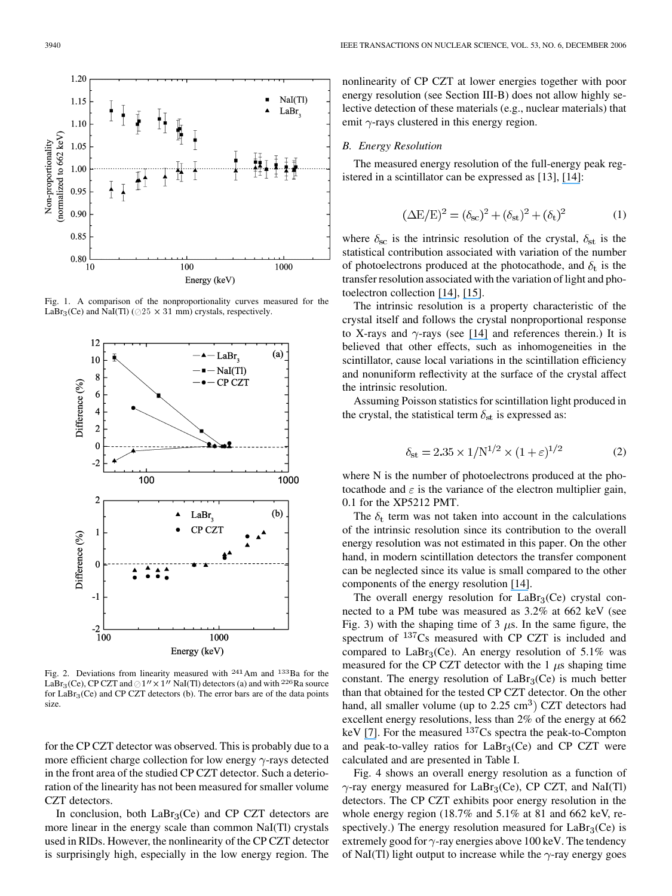Fig. 1. A comparison of the nonproportionality curves measured for the $LaBr_3$(Ce) and NaI(Tl) (⌀25 × 31 mm) crystals, respectively.

Fig. 2. Deviations from linearity measured with $^{241}$Am and $^{133}$Ba for the $LaBr_3$(Ce), CP CZT and ⌀1″ × 1″ NaI(Tl) detectors (a) and with $^{226}$Ra source for $LaBr_3$(Ce) and CP CZT detectors (b). The error bars are of the data points size.

for the CP CZT detector was observed. This is probably due to a more efficient charge collection for low energy $\gamma$-rays detected in the front area of the studied CP CZT detector. Such a deterioration of the linearity has not been measured for smaller volume CZT detectors.

In conclusion, both $LaBr_3$(Ce) and CP CZT detectors are more linear in the energy scale than common NaI(Tl) crystals used in RIDs. However, the nonlinearity of the CP CZT detector is surprisingly high, especially in the low energy region. The nonlinearity of CP CZT at lower energies together with poor energy resolution (see Section III-B) does not allow highly selective detection of these materials (e.g., nuclear materials) that emit $\gamma$-rays clustered in this energy region.

### B. Energy Resolution

The measured energy resolution of the full-energy peak registered in a scintillator can be expressed as [13], [14]:

$$(\Delta E/E)^2 = (\delta_{sc})^2 + (\delta_{st})^2 + (\delta_t)^2 \tag{1}$$

where $\delta_{sc}$ is the intrinsic resolution of the crystal, $\delta_{st}$ is the statistical contribution associated with variation of the number of photoelectrons produced at the photocathode, and $\delta_t$ is the transfer resolution associated with the variation of light and photoelectron collection [14], [15].

The intrinsic resolution is a property characteristic of the crystal itself and follows the crystal nonproportional response to X-rays and $\gamma$-rays (see [14] and references therein.) It is believed that other effects, such as inhomogeneities in the scintillator, cause local variations in the scintillation efficiency and nonuniform reflectivity at the surface of the crystal affect the intrinsic resolution.

Assuming Poisson statistics for scintillation light produced in the crystal, the statistical term $\delta_{st}$ is expressed as:

$$\delta_{st} = 2.35 \times 1/N^{1/2} \times (1+\varepsilon)^{1/2} \tag{2}$$

where N is the number of photoelectrons produced at the photocathode and $\varepsilon$ is the variance of the electron multiplier gain, 0.1 for the XP5212 PMT.

The $\delta_t$ term was not taken into account in the calculations of the intrinsic resolution since its contribution to the overall energy resolution was not estimated in this paper. On the other hand, in modern scintillation detectors the transfer component can be neglected since its value is small compared to the other components of the energy resolution [14].

The overall energy resolution for $LaBr_3$(Ce) crystal connected to a PM tube was measured as 3.2% at 662 keV (see Fig. 3) with the shaping time of 3 $\mu$s. In the same figure, the spectrum of $^{137}$Cs measured with CP CZT is included and compared to $LaBr_3$(Ce). An energy resolution of 5.1% was measured for the CP CZT detector with the 1 $\mu$s shaping time constant. The energy resolution of $LaBr_3$(Ce) is much better than that obtained for the tested CP CZT detector. On the other hand, all smaller volume (up to 2.25 cm$^3$) CZT detectors had excellent energy resolutions, less than 2% of the energy at 662 keV [7]. For the measured $^{137}$Cs spectra the peak-to-Compton and peak-to-valley ratios for $LaBr_3$(Ce) and CP CZT were calculated and are presented in Table I.

Fig. 4 shows an overall energy resolution as a function of $\gamma$-ray energy measured for $LaBr_3$(Ce), CP CZT, and NaI(Tl) detectors. The CP CZT exhibits poor energy resolution in the whole energy region (18.7% and 5.1% at 81 and 662 keV, respectively.) The energy resolution measured for $LaBr_3$(Ce) is extremely good for $\gamma$-ray energies above 100 keV. The tendency of NaI(Tl) light output to increase while the $\gamma$-ray energy goes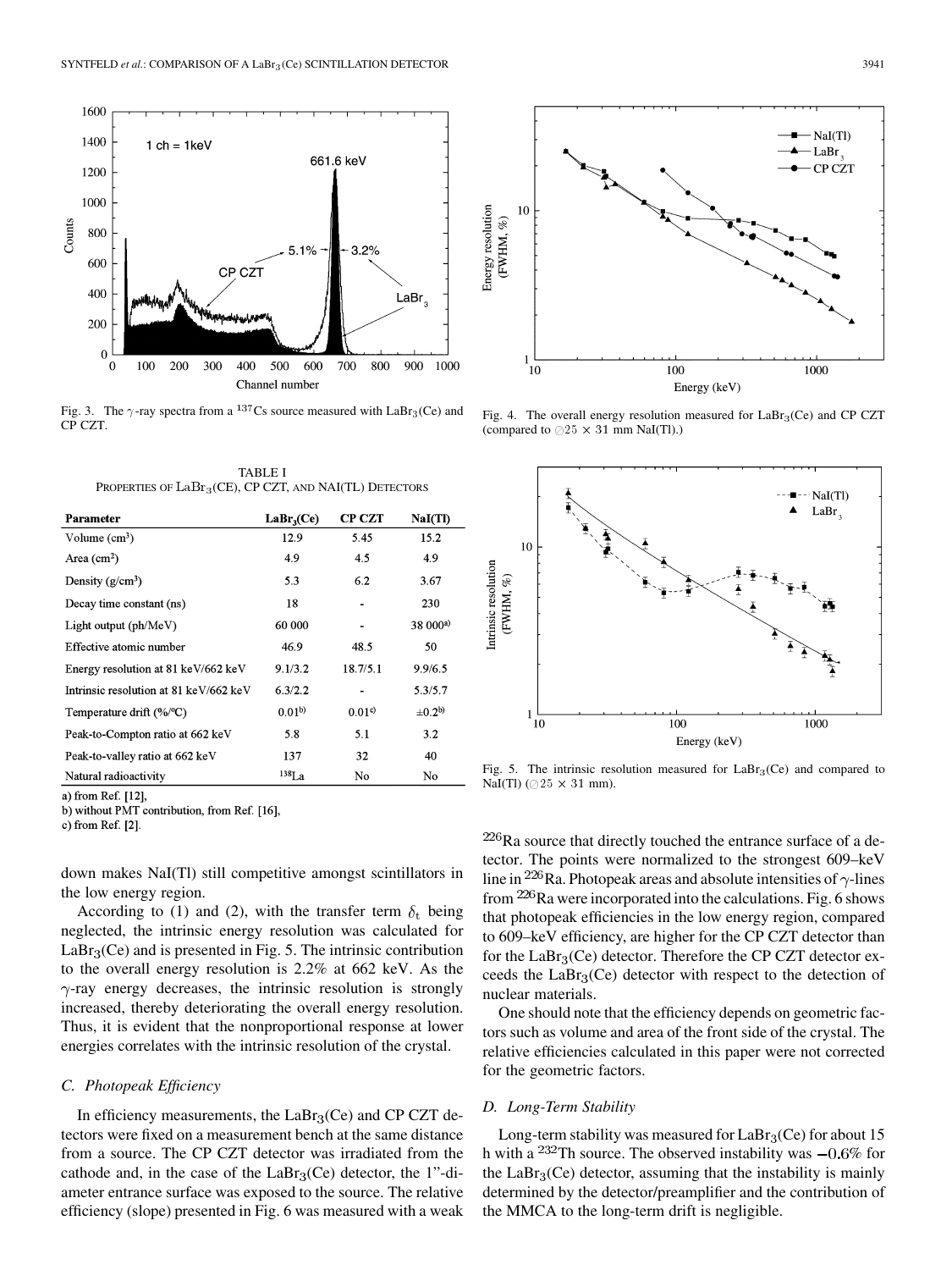Fig. 3. The $\gamma$-ray spectra from a $^{137}$Cs source measured with $LaBr_3$(Ce) and CP CZT.

Fig. 4. The overall energy resolution measured for $LaBr_3$(Ce) and CP CZT (compared to ⌀25 × 31 mm NaI(Tl).)

TABLE I
PROPERTIES OF $LaBr_3$(CE), CP CZT, AND NAI(TL) DETECTORS

| Parameter | $LaBr_3$(Ce) | CP CZT | NaI(Tl) |
|---|---|---|---|
| Volume (cm$^3$) | 12.9 | 5.45 | 15.2 |
| Area (cm$^2$) | 4.9 | 4.5 | 4.9 |
| Density (g/cm$^3$) | 5.3 | 6.2 | 3.67 |
| Decay time constant (ns) | 18 | - | 230 |
| Light output (ph/MeV) | 60 000 | - | 38 000[a)] |
| Effective atomic number | 46.9 | 48.5 | 50 |
| Energy resolution at 81 keV/662 keV | 9.1/3.2 | 18.7/5.1 | 9.9/6.5 |
| Intrinsic resolution at 81 keV/662 keV | 6.3/2.2 | - | 5.3/5.7 |
| Temperature drift (%/°C) | 0.01[b)] | 0.01[c)] | ±0.2[b)] |
| Peak-to-Compton ratio at 662 keV | 5.8 | 5.1 | 3.2 |
| Peak-to-valley ratio at 662 keV | 137 | 32 | 40 |
| Natural radioactivity | $^{138}$La | No | No |

a) from Ref. [12],
b) without PMT contribution, from Ref. [16],
c) from Ref. [2].

down makes NaI(Tl) still competitive amongst scintillators in the low energy region.

According to (1) and (2), with the transfer term $\delta_t$ being neglected, the intrinsic energy resolution was calculated for $LaBr_3$(Ce) and is presented in Fig. 5. The intrinsic contribution to the overall energy resolution is 2.2% at 662 keV. As the $\gamma$-ray energy decreases, the intrinsic resolution is strongly increased, thereby deteriorating the overall energy resolution. Thus, it is evident that the nonproportional response at lower energies correlates with the intrinsic resolution of the crystal.

### C. Photopeak Efficiency

In efficiency measurements, the $LaBr_3$(Ce) and CP CZT detectors were fixed on a measurement bench at the same distance from a source. The CP CZT detector was irradiated from the cathode and, in the case of the $LaBr_3$(Ce) detector, the 1"-diameter entrance surface was exposed to the source. The relative efficiency (slope) presented in Fig. 6 was measured with a weak $^{226}$Ra source that directly touched the entrance surface of a detector. The points were normalized to the strongest 609–keV line in $^{226}$Ra. Photopeak areas and absolute intensities of $\gamma$-lines from $^{226}$Ra were incorporated into the calculations. Fig. 6 shows that photopeak efficiencies in the low energy region, compared to 609–keV efficiency, are higher for the CP CZT detector than for the $LaBr_3$(Ce) detector. Therefore the CP CZT detector exceeds the $LaBr_3$(Ce) detector with respect to the detection of nuclear materials.

One should note that the efficiency depends on geometric factors such as volume and area of the front side of the crystal. The relative efficiencies calculated in this paper were not corrected for the geometric factors.

Fig. 5. The intrinsic resolution measured for $LaBr_3$(Ce) and compared to NaI(Tl) (⌀25 × 31 mm).

### D. Long-Term Stability

Long-term stability was measured for $LaBr_3$(Ce) for about 15 h with a $^{232}$Th source. The observed instability was $-0.6\%$ for the $LaBr_3$(Ce) detector, assuming that the instability is mainly determined by the detector/preamplifier and the contribution of the MMCA to the long-term drift is negligible.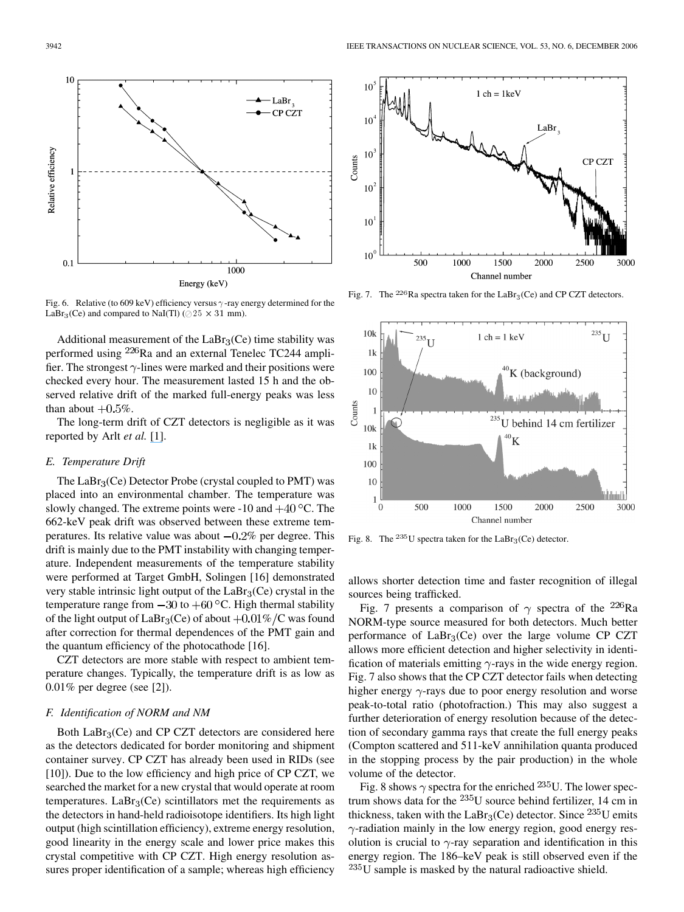Fig. 6. Relative (to 609 keV) efficiency versus $\gamma$-ray energy determined for the $LaBr_3$(Ce) and compared to NaI(Tl) ($\varnothing 25 \times 31$ mm).

Fig. 7. The $^{226}$Ra spectra taken for the $LaBr_3$(Ce) and CP CZT detectors.

Fig. 8. The $^{235}$U spectra taken for the $LaBr_3$(Ce) detector.

Additional measurement of the $LaBr_3$(Ce) time stability was performed using $^{226}$Ra and an external Tenelec TC244 amplifier. The strongest $\gamma$-lines were marked and their positions were checked every hour. The measurement lasted 15 h and the observed relative drift of the marked full-energy peaks was less than about $+0.5\%$.

The long-term drift of CZT detectors is negligible as it was reported by Arlt *et al.* [1].

### E. Temperature Drift

The $LaBr_3$(Ce) Detector Probe (crystal coupled to PMT) was placed into an environmental chamber. The temperature was slowly changed. The extreme points were -10 and $+40\,^{\circ}$C. The 662-keV peak drift was observed between these extreme temperatures. Its relative value was about $-0.2\%$ per degree. This drift is mainly due to the PMT instability with changing temperature. Independent measurements of the temperature stability were performed at Target GmbH, Solingen [16] demonstrated very stable intrinsic light output of the $LaBr_3$(Ce) crystal in the temperature range from $-30$ to $+60\,^{\circ}$C. High thermal stability of the light output of $LaBr_3$(Ce) of about $+0.01\%/$C was found after correction for thermal dependences of the PMT gain and the quantum efficiency of the photocathode [16].

CZT detectors are more stable with respect to ambient temperature changes. Typically, the temperature drift is as low as 0.01% per degree (see [2]).

### F. Identification of NORM and NM

Both $LaBr_3$(Ce) and CP CZT detectors are considered here as the detectors dedicated for border monitoring and shipment container survey. CP CZT has already been used in RIDs (see [10]). Due to the low efficiency and high price of CP CZT, we searched the market for a new crystal that would operate at room temperatures. $LaBr_3$(Ce) scintillators met the requirements as the detectors in hand-held radioisotope identifiers. Its high light output (high scintillation efficiency), extreme energy resolution, good linearity in the energy scale and lower price makes this crystal competitive with CP CZT. High energy resolution assures proper identification of a sample; whereas high efficiency allows shorter detection time and faster recognition of illegal sources being trafficked.

Fig. 7 presents a comparison of $\gamma$ spectra of the $^{226}$Ra NORM-type source measured for both detectors. Much better performance of $LaBr_3$(Ce) over the large volume CP CZT allows more efficient detection and higher selectivity in identification of materials emitting $\gamma$-rays in the wide energy region. Fig. 7 also shows that the CP CZT detector fails when detecting higher energy $\gamma$-rays due to poor energy resolution and worse peak-to-total ratio (photofraction.) This may also suggest a further deterioration of energy resolution because of the detection of secondary gamma rays that create the full energy peaks (Compton scattered and 511-keV annihilation quanta produced in the stopping process by the pair production) in the whole volume of the detector.

Fig. 8 shows $\gamma$ spectra for the enriched $^{235}$U. The lower spectrum shows data for the $^{235}$U source behind fertilizer, 14 cm in thickness, taken with the $LaBr_3$(Ce) detector. Since $^{235}$U emits $\gamma$-radiation mainly in the low energy region, good energy resolution is crucial to $\gamma$-ray separation and identification in this energy region. The 186–keV peak is still observed even if the $^{235}$U sample is masked by the natural radioactive shield.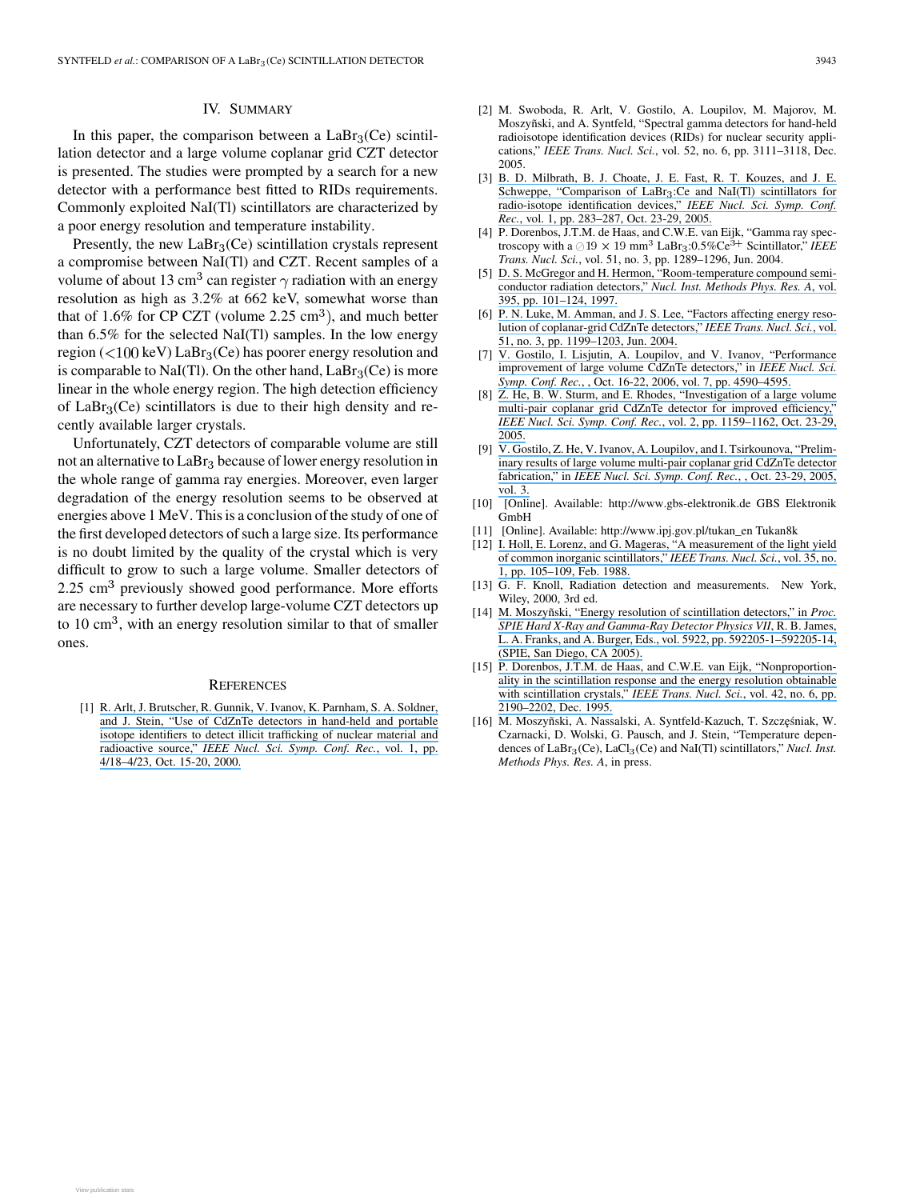## IV. Summary

In this paper, the comparison between a $LaBr_3(Ce)$ scintillation detector and a large volume coplanar grid CZT detector is presented. The studies were prompted by a search for a new detector with a performance best fitted to RIDs requirements. Commonly exploited NaI(Tl) scintillators are characterized by a poor energy resolution and temperature instability.

Presently, the new $LaBr_3(Ce)$ scintillation crystals represent a compromise between NaI(Tl) and CZT. Recent samples of a volume of about 13 $cm^3$ can register $\gamma$ radiation with an energy resolution as high as 3.2% at 662 keV, somewhat worse than that of 1.6% for CP CZT (volume 2.25 $cm^3$), and much better than 6.5% for the selected NaI(Tl) samples. In the low energy region ($<100$ keV) $LaBr_3(Ce)$ has poorer energy resolution and is comparable to NaI(Tl). On the other hand, $LaBr_3(Ce)$ is more linear in the whole energy region. The high detection efficiency of $LaBr_3(Ce)$ scintillators is due to their high density and recently available larger crystals.

Unfortunately, CZT detectors of comparable volume are still not an alternative to $LaBr_3$ because of lower energy resolution in the whole range of gamma ray energies. Moreover, even larger degradation of the energy resolution seems to be observed at energies above 1 MeV. This is a conclusion of the study of one of the first developed detectors of such a large size. Its performance is no doubt limited by the quality of the crystal which is very difficult to grow to such a large volume. Smaller detectors of 2.25 $cm^3$ previously showed good performance. More efforts are necessary to further develop large-volume CZT detectors up to 10 $cm^3$, with an energy resolution similar to that of smaller ones.

## References

[1] R. Arlt, J. Brutscher, R. Gunnik, V. Ivanov, K. Parnham, S. A. Soldner, and J. Stein, "Use of CdZnTe detectors in hand-held and portable isotope identifiers to detect illicit trafficking of nuclear material and radioactive source," *IEEE Nucl. Sci. Symp. Conf. Rec.*, vol. 1, pp. 4/18–4/23, Oct. 15-20, 2000.

[2] M. Swoboda, R. Arlt, V. Gostilo, A. Loupilov, M. Majorov, M. Moszyński, and A. Syntfeld, "Spectral gamma detectors for hand-held radioisotope identification devices (RIDs) for nuclear security applications," *IEEE Trans. Nucl. Sci.*, vol. 52, no. 6, pp. 3111–3118, Dec. 2005.

[3] B. D. Milbrath, B. J. Choate, J. E. Fast, R. T. Kouzes, and J. E. Schweppe, "Comparison of $LaBr_3$:Ce and NaI(Tl) scintillators for radio-isotope identification devices," *IEEE Nucl. Sci. Symp. Conf. Rec.*, vol. 1, pp. 283–287, Oct. 23-29, 2005.

[4] P. Dorenbos, J.T.M. de Haas, and C.W.E. van Eijk, "Gamma ray spectroscopy with a ⌀19 × 19 $mm^3$ $LaBr_3$:0.5%$Ce^{3+}$ Scintillator," *IEEE Trans. Nucl. Sci.*, vol. 51, no. 3, pp. 1289–1296, Jun. 2004.

[5] D. S. McGregor and H. Hermon, "Room-temperature compound semiconductor radiation detectors," *Nucl. Inst. Methods Phys. Res. A*, vol. 395, pp. 101–124, 1997.

[6] P. N. Luke, M. Amman, and J. S. Lee, "Factors affecting energy resolution of coplanar-grid CdZnTe detectors," *IEEE Trans. Nucl. Sci.*, vol. 51, no. 3, pp. 1199–1203, Jun. 2004.

[7] V. Gostilo, I. Lisjutin, A. Loupilov, and V. Ivanov, "Performance improvement of large volume CdZnTe detectors," in *IEEE Nucl. Sci. Symp. Conf. Rec.*, , Oct. 16-22, 2006, vol. 7, pp. 4590–4595.

[8] Z. He, B. W. Sturm, and E. Rhodes, "Investigation of a large volume multi-pair coplanar grid CdZnTe detector for improved efficiency," *IEEE Nucl. Sci. Symp. Conf. Rec.*, vol. 2, pp. 1159–1162, Oct. 23-29, 2005.

[9] V. Gostilo, Z. He, V. Ivanov, A. Loupilov, and I. Tsirkounova, "Preliminary results of large volume multi-pair coplanar grid CdZnTe detector fabrication," in *IEEE Nucl. Sci. Symp. Conf. Rec.*, , Oct. 23-29, 2005, vol. 3.

[10] [Online]. Available: http://www.gbs-elektronik.de GBS Elektronik GmbH

[11] [Online]. Available: http://www.ipj.gov.pl/tukan_en Tukan8k

[12] I. Holl, E. Lorenz, and G. Mageras, "A measurement of the light yield of common inorganic scintillators," *IEEE Trans. Nucl. Sci.*, vol. 35, no. 1, pp. 105–109, Feb. 1988.

[13] G. F. Knoll, Radiation detection and measurements. New York, Wiley, 2000, 3rd ed.

[14] M. Moszyński, "Energy resolution of scintillation detectors," in *Proc. SPIE Hard X-Ray and Gamma-Ray Detector Physics VII*, R. B. James, L. A. Franks, and A. Burger, Eds., vol. 5922, pp. 592205-1–592205-14, (SPIE, San Diego, CA 2005).

[15] P. Dorenbos, J.T.M. de Haas, and C.W.E. van Eijk, "Nonproportionality in the scintillation response and the energy resolution obtainable with scintillation crystals," *IEEE Trans. Nucl. Sci.*, vol. 42, no. 6, pp. 2190–2202, Dec. 1995.

[16] M. Moszyński, A. Nassalski, A. Syntfeld-Kazuch, T. Szczęśniak, W. Czarnacki, D. Wolski, G. Pausch, and J. Stein, "Temperature dependences of $LaBr_3(Ce)$, $LaCl_3(Ce)$ and NaI(Tl) scintillators," *Nucl. Inst. Methods Phys. Res. A*, in press.